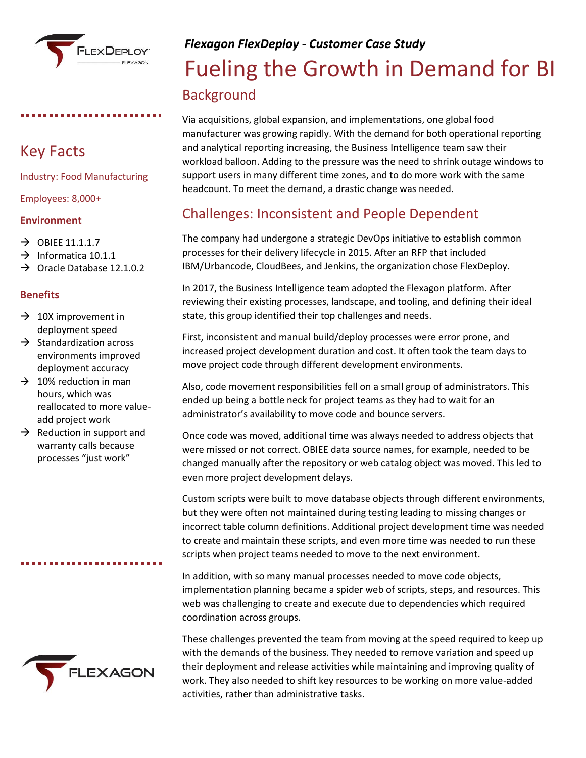*Flexagon FlexDeploy - Customer Case Study*

# Fueling the Growth in Demand for BI

## Key Facts

Industry: Food Manufacturing

Employees: 8,000+

**Environment**

- → OBIEE 11.1.1.7
- → Informatica 10.1.1
- → Oracle Database 12.1.0.2

**Benefits**

- → 10X improvement in deployment speed
- → Standardization across environments improved deployment accuracy
- → 10% reduction in man hours, which was reallocated to more value-add project work
- → Reduction in support and warranty calls because processes "just work"

## Background

Via acquisitions, global expansion, and implementations, one global food manufacturer was growing rapidly. With the demand for both operational reporting and analytical reporting increasing, the Business Intelligence team saw their workload balloon. Adding to the pressure was the need to shrink outage windows to support users in many different time zones, and to do more work with the same headcount. To meet the demand, a drastic change was needed.

## Challenges: Inconsistent and People Dependent

The company had undergone a strategic DevOps initiative to establish common processes for their delivery lifecycle in 2015. After an RFP that included IBM/Urbancode, CloudBees, and Jenkins, the organization chose FlexDeploy.

In 2017, the Business Intelligence team adopted the Flexagon platform. After reviewing their existing processes, landscape, and tooling, and defining their ideal state, this group identified their top challenges and needs.

First, inconsistent and manual build/deploy processes were error prone, and increased project development duration and cost. It often took the team days to move project code through different development environments.

Also, code movement responsibilities fell on a small group of administrators. This ended up being a bottle neck for project teams as they had to wait for an administrator's availability to move code and bounce servers.

Once code was moved, additional time was always needed to address objects that were missed or not correct. OBIEE data source names, for example, needed to be changed manually after the repository or web catalog object was moved. This led to even more project development delays.

Custom scripts were built to move database objects through different environments, but they were often not maintained during testing leading to missing changes or incorrect table column definitions. Additional project development time was needed to create and maintain these scripts, and even more time was needed to run these scripts when project teams needed to move to the next environment.

In addition, with so many manual processes needed to move code objects, implementation planning became a spider web of scripts, steps, and resources. This web was challenging to create and execute due to dependencies which required coordination across groups.

These challenges prevented the team from moving at the speed required to keep up with the demands of the business. They needed to remove variation and speed up their deployment and release activities while maintaining and improving quality of work. They also needed to shift key resources to be working on more value-added activities, rather than administrative tasks.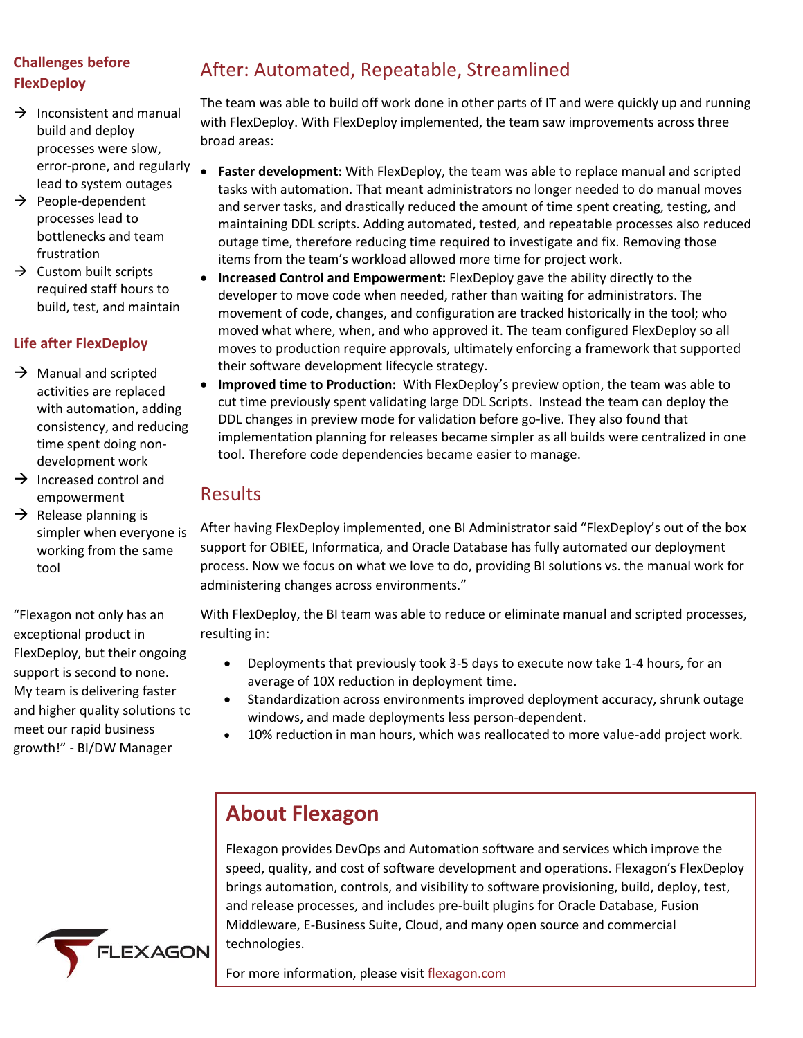### Challenges before FlexDeploy

- → Inconsistent and manual build and deploy processes were slow, error-prone, and regularly lead to system outages
- → People-dependent processes lead to bottlenecks and team frustration
- → Custom built scripts required staff hours to build, test, and maintain

### Life after FlexDeploy

- → Manual and scripted activities are replaced with automation, adding consistency, and reducing time spent doing non-development work
- → Increased control and empowerment
- → Release planning is simpler when everyone is working from the same tool

"Flexagon not only has an exceptional product in FlexDeploy, but their ongoing support is second to none. My team is delivering faster and higher quality solutions to meet our rapid business growth!" - BI/DW Manager

## After: Automated, Repeatable, Streamlined

The team was able to build off work done in other parts of IT and were quickly up and running with FlexDeploy. With FlexDeploy implemented, the team saw improvements across three broad areas:

- **Faster development:** With FlexDeploy, the team was able to replace manual and scripted tasks with automation. That meant administrators no longer needed to do manual moves and server tasks, and drastically reduced the amount of time spent creating, testing, and maintaining DDL scripts. Adding automated, tested, and repeatable processes also reduced outage time, therefore reducing time required to investigate and fix. Removing those items from the team's workload allowed more time for project work.
- **Increased Control and Empowerment:** FlexDeploy gave the ability directly to the developer to move code when needed, rather than waiting for administrators. The movement of code, changes, and configuration are tracked historically in the tool; who moved what where, when, and who approved it. The team configured FlexDeploy so all moves to production require approvals, ultimately enforcing a framework that supported their software development lifecycle strategy.
- **Improved time to Production:** With FlexDeploy's preview option, the team was able to cut time previously spent validating large DDL Scripts. Instead the team can deploy the DDL changes in preview mode for validation before go-live. They also found that implementation planning for releases became simpler as all builds were centralized in one tool. Therefore code dependencies became easier to manage.

## Results

After having FlexDeploy implemented, one BI Administrator said "FlexDeploy's out of the box support for OBIEE, Informatica, and Oracle Database has fully automated our deployment process. Now we focus on what we love to do, providing BI solutions vs. the manual work for administering changes across environments."

With FlexDeploy, the BI team was able to reduce or eliminate manual and scripted processes, resulting in:

- Deployments that previously took 3-5 days to execute now take 1-4 hours, for an average of 10X reduction in deployment time.
- Standardization across environments improved deployment accuracy, shrunk outage windows, and made deployments less person-dependent.
- 10% reduction in man hours, which was reallocated to more value-add project work.

## About Flexagon

Flexagon provides DevOps and Automation software and services which improve the speed, quality, and cost of software development and operations. Flexagon's FlexDeploy brings automation, controls, and visibility to software provisioning, build, deploy, test, and release processes, and includes pre-built plugins for Oracle Database, Fusion Middleware, E-Business Suite, Cloud, and many open source and commercial technologies.

For more information, please visit flexagon.com

FLEXAGON